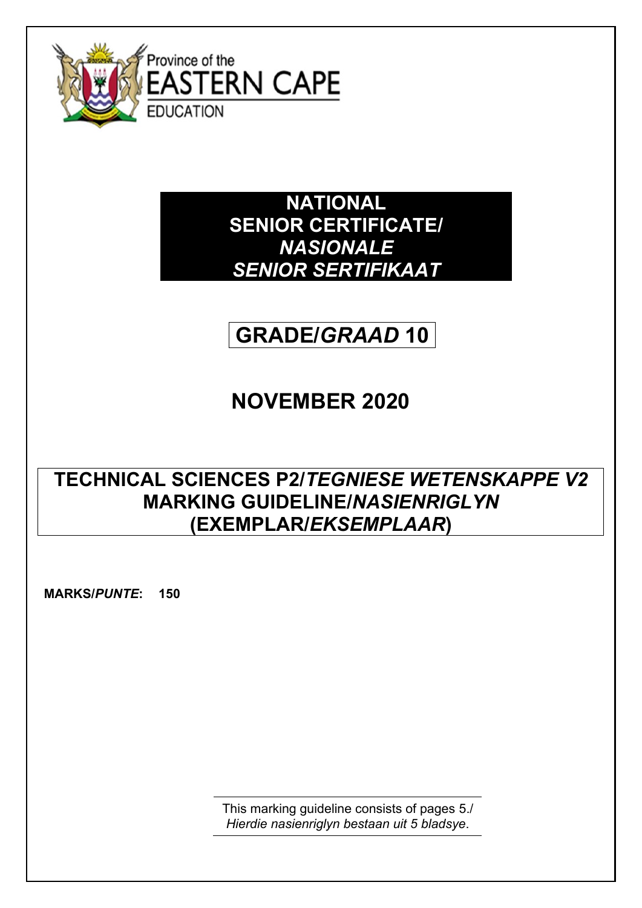Province of the
EASTERN CAPE
EDUCATION

# NATIONAL SENIOR CERTIFICATE/ *NASIONALE SENIOR SERTIFIKAAT*

## GRADE/*GRAAD* 10

## NOVEMBER 2020

## TECHNICAL SCIENCES P2/*TEGNIESE WETENSKAPPE V2* MARKING GUIDELINE/*NASIENRIGLYN* (EXEMPLAR/*EKSEMPLAAR*)

**MARKS/*PUNTE*: 150**

This marking guideline consists of pages 5./
*Hierdie nasienriglyn bestaan uit 5 bladsye*.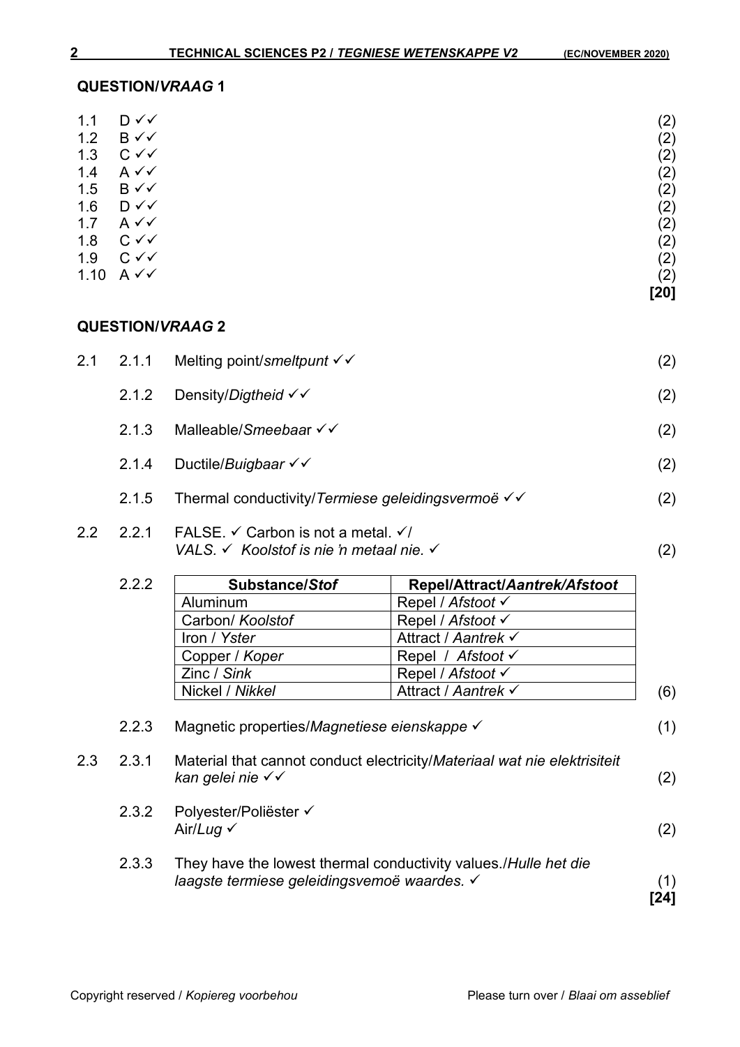## QUESTION/*VRAAG* 1

1.1 D ✓✓ (2)
1.2 B ✓✓ (2)
1.3 C ✓✓ (2)
1.4 A ✓✓ (2)
1.5 B ✓✓ (2)
1.6 D ✓✓ (2)
1.7 A ✓✓ (2)
1.8 C ✓✓ (2)
1.9 C ✓✓ (2)
1.10 A ✓✓ (2)

**[20]**

## QUESTION/*VRAAG* 2

2.1 2.1.1 Melting point/*smeltpunt* ✓✓ (2)

2.1.2 Density/*Digtheid* ✓✓ (2)

2.1.3 Malleable/*Smeebaa*r ✓✓ (2)

2.1.4 Ductile/*Buigbaar* ✓✓ (2)

2.1.5 Thermal conductivity/*Termiese geleidingsvermoë* ✓✓ (2)

2.2 2.2.1 FALSE. ✓ Carbon is not a metal. ✓/
*VALS.* ✓ *Koolstof is nie 'n metaal nie.* ✓ (2)

2.2.2

| **Substance/*Stof*** | **Repel/Attract/*Aantrek/Afstoot*** |
|---|---|
| Aluminum | Repel / *Afstoot* ✓ |
| Carbon/ *Koolstof* | Repel / *Afstoot* ✓ |
| Iron / *Yster* | Attract / *Aantrek* ✓ |
| Copper / *Koper* | Repel / *Afstoot* ✓ |
| Zinc / *Sink* | Repel / *Afstoot* ✓ |
| Nickel / *Nikkel* | Attract / *Aantrek* ✓ |

(6)

2.2.3 Magnetic properties/*Magnetiese eienskappe* ✓ (1)

2.3 2.3.1 Material that cannot conduct electricity/*Materiaal wat nie elektrisiteit kan gelei nie* ✓✓ (2)

2.3.2 Polyester/Poliëster ✓
Air/*Lug* ✓ (2)

2.3.3 They have the lowest thermal conductivity values./*Hulle het die laagste termiese geleidingsvemoë waardes.* ✓ (1)

**[24]**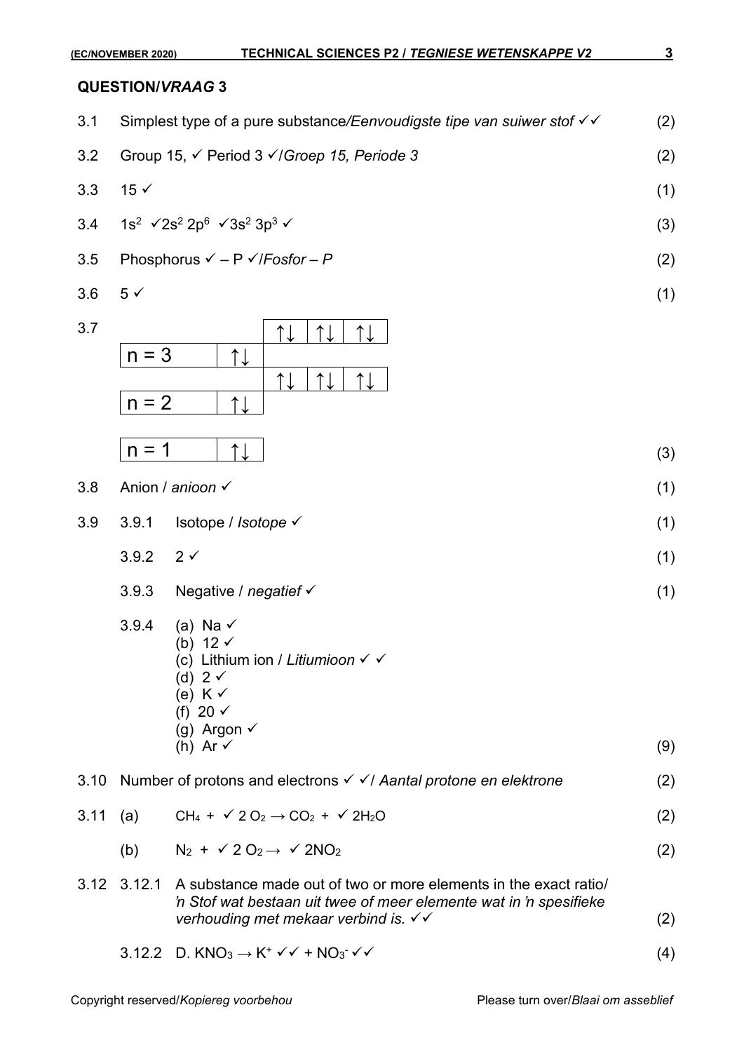## QUESTION/*VRAAG* 3

3.1 Simplest type of a pure substance/*Eenvoudigste tipe van suiwer stof* ✓✓ (2)

3.2 Group 15, ✓ Period 3 ✓/*Groep 15, Periode 3* (2)

3.3 15 ✓ (1)

3.4 $1s^2$ ✓$2s^2\ 2p^6$ ✓$3s^2\ 3p^3$ ✓ (3)

3.5 Phosphorus ✓ – P ✓/*Fosfor – P* (2)

3.6 5 ✓ (1)

3.7

| | | | | |
|---|---|---|---|---|
| | | ↑↓ | ↑↓ | ↑↓ |
| n = 3 | ↑↓ | | | |
| | | ↑↓ | ↑↓ | ↑↓ |
| n = 2 | ↑↓ | | | |
| n = 1 | ↑↓ | | | |

(3)

3.8 Anion / *anioon* ✓ (1)

3.9

3.9.1 Isotope / *Isotope* ✓ (1)

3.9.2 2 ✓ (1)

3.9.3 Negative / *negatief* ✓ (1)

3.9.4
- (a) Na ✓
- (b) 12 ✓
- (c) Lithium ion / *Litiumioon* ✓ ✓
- (d) 2 ✓
- (e) K ✓
- (f) 20 ✓
- (g) Argon ✓
- (h) Ar ✓

(9)

3.10 Number of protons and electrons ✓ ✓/ *Aantal protone en elektrone* (2)

3.11 (a) $CH_4 +$ ✓ $2\,O_2 \rightarrow CO_2 +$ ✓ $2H_2O$ (2)

(b) $N_2 +$ ✓ $2\,O_2 \rightarrow$ ✓ $2NO_2$ (2)

3.12

3.12.1 A substance made out of two or more elements in the exact ratio/ *'n Stof wat bestaan uit twee of meer elemente wat in 'n spesifieke verhouding met mekaar verbind is.* ✓✓ (2)

3.12.2 D. $KNO_3 \rightarrow K^+$ ✓✓ $+ NO_3^-$ ✓✓ (4)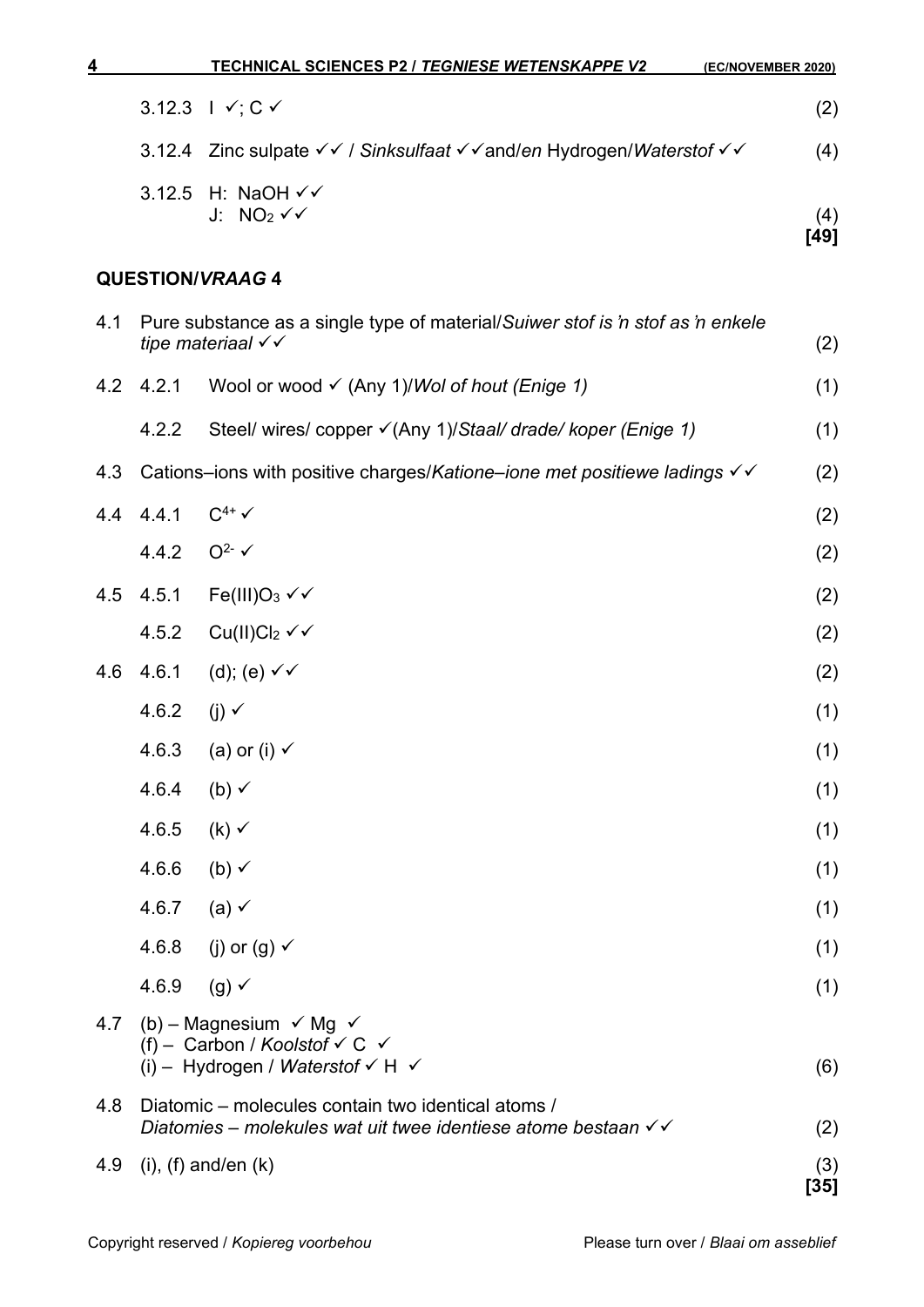| | | | |
|---|---|---|---|
| | 3.12.3 | I ✓; C ✓ | (2) |
| | 3.12.4 | Zinc sulpate ✓✓ / *Sinksulfaat* ✓✓and/*en* Hydrogen/*Waterstof* ✓✓ | (4) |
| | 3.12.5 | H: NaOH ✓✓<br>J: $NO_2$ ✓✓ | (4)<br>**[49]** |

## QUESTION/*VRAAG* 4

| | | | |
|---|---|---|---|
| 4.1 | | Pure substance as a single type of material/*Suiwer stof is 'n stof as 'n enkele tipe materiaal* ✓✓ | (2) |
| 4.2 | 4.2.1 | Wool or wood ✓ (Any 1)/*Wol of hout (Enige 1)* | (1) |
| | 4.2.2 | Steel/ wires/ copper ✓(Any 1)/*Staal/ drade/ koper (Enige 1)* | (1) |
| 4.3 | | Cations–ions with positive charges/*Katione–ione met positiewe ladings* ✓✓ | (2) |
| 4.4 | 4.4.1 | $C^{4+}$ ✓ | (2) |
| | 4.4.2 | $O^{2-}$ ✓ | (2) |
| 4.5 | 4.5.1 | $Fe(III)O_3$ ✓✓ | (2) |
| | 4.5.2 | $Cu(II)Cl_2$ ✓✓ | (2) |
| 4.6 | 4.6.1 | (d); (e) ✓✓ | (2) |
| | 4.6.2 | (j) ✓ | (1) |
| | 4.6.3 | (a) or (i) ✓ | (1) |
| | 4.6.4 | (b) ✓ | (1) |
| | 4.6.5 | (k) ✓ | (1) |
| | 4.6.6 | (b) ✓ | (1) |
| | 4.6.7 | (a) ✓ | (1) |
| | 4.6.8 | (j) or (g) ✓ | (1) |
| | 4.6.9 | (g) ✓ | (1) |
| 4.7 | | (b) – Magnesium ✓ Mg ✓<br>(f) – Carbon / *Koolstof* ✓ C ✓<br>(i) – Hydrogen / *Waterstof* ✓ H ✓ | (6) |
| 4.8 | | Diatomic – molecules contain two identical atoms /<br>*Diatomies – molekules wat uit twee identiese atome bestaan* ✓✓ | (2) |
| 4.9 | | (i), (f) and/en (k) | (3)<br>**[35]** |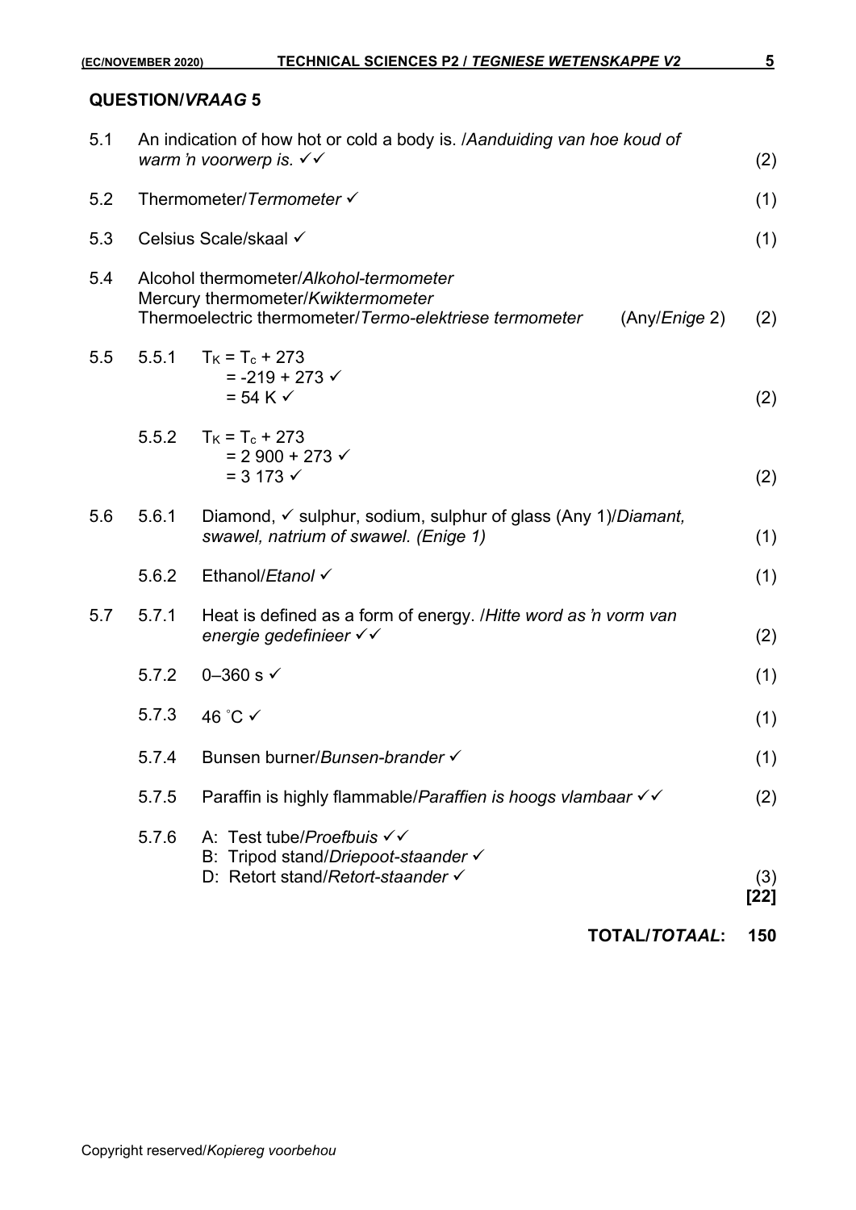## QUESTION/*VRAAG* 5

| | | | |
|---|---|---|---|
| 5.1 | | An indication of how hot or cold a body is. /*Aanduiding van hoe koud of warm 'n voorwerp is.* ✓✓ | (2) |
| 5.2 | | Thermometer/*Termometer* ✓ | (1) |
| 5.3 | | Celsius Scale/skaal ✓ | (1) |
| 5.4 | | Alcohol thermometer/*Alkohol-termometer*<br>Mercury thermometer/*Kwiktermometer*<br>Thermoelectric thermometer/*Termo-elektriese termometer* (Any/*Enige* 2) | (2) |
| 5.5 | 5.5.1 | $T_K = T_c + 273$<br>$= -219 + 273$ ✓<br>$= 54$ K ✓ | (2) |
| | 5.5.2 | $T_K = T_c + 273$<br>$= 2\,900 + 273$ ✓<br>$= 3\,173$ ✓ | (2) |
| 5.6 | 5.6.1 | Diamond, ✓ sulphur, sodium, sulphur of glass (Any 1)/*Diamant, swawel, natrium of swawel. (Enige 1)* | (1) |
| | 5.6.2 | Ethanol/*Etanol* ✓ | (1) |
| 5.7 | 5.7.1 | Heat is defined as a form of energy. /*Hitte word as 'n vorm van energie gedefinieer* ✓✓ | (2) |
| | 5.7.2 | 0–360 s ✓ | (1) |
| | 5.7.3 | 46 °C ✓ | (1) |
| | 5.7.4 | Bunsen burner/*Bunsen-brander* ✓ | (1) |
| | 5.7.5 | Paraffin is highly flammable/*Paraffien is hoogs vlambaar* ✓✓ | (2) |
| | 5.7.6 | A: Test tube/*Proefbuis* ✓✓<br>B: Tripod stand/*Driepoot-staander* ✓<br>D: Retort stand/*Retort-staander* ✓ | (3)<br>**[22]** |

**TOTAL/*TOTAAL*: 150**